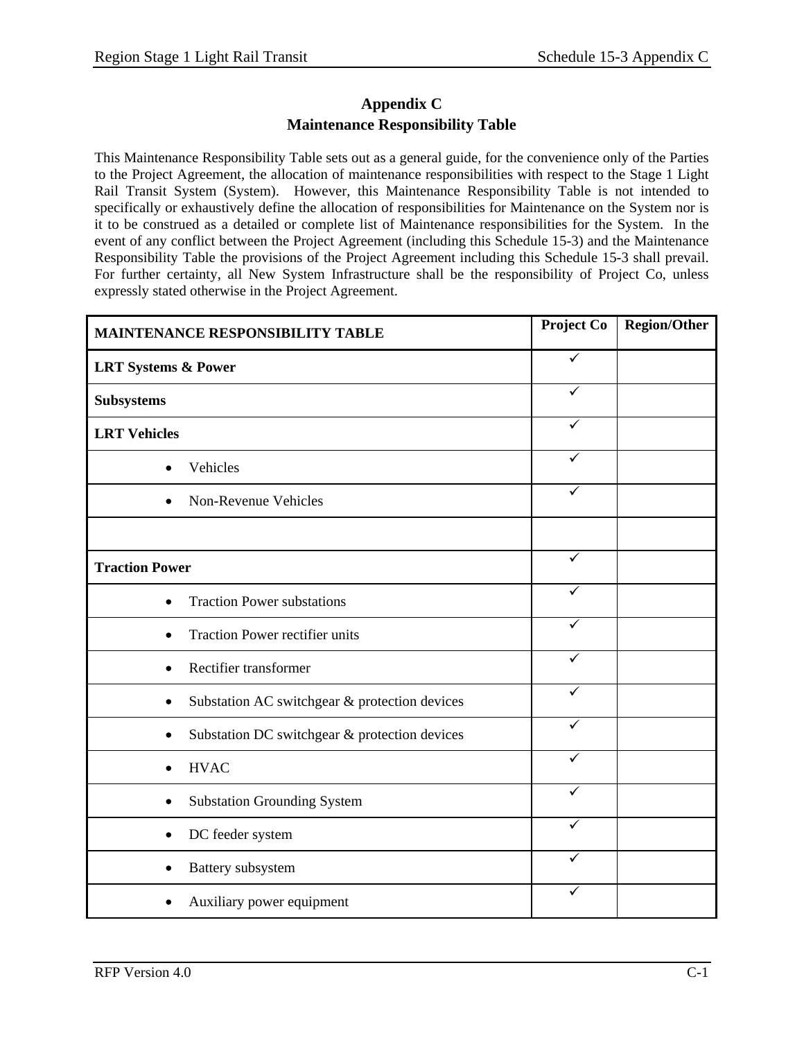# Appendix C
## Maintenance Responsibility Table

This Maintenance Responsibility Table sets out as a general guide, for the convenience only of the Parties to the Project Agreement, the allocation of maintenance responsibilities with respect to the Stage 1 Light Rail Transit System (System). However, this Maintenance Responsibility Table is not intended to specifically or exhaustively define the allocation of responsibilities for Maintenance on the System nor is it to be construed as a detailed or complete list of Maintenance responsibilities for the System. In the event of any conflict between the Project Agreement (including this Schedule 15-3) and the Maintenance Responsibility Table the provisions of the Project Agreement including this Schedule 15-3 shall prevail. For further certainty, all New System Infrastructure shall be the responsibility of Project Co, unless expressly stated otherwise in the Project Agreement.

| **MAINTENANCE RESPONSIBILITY TABLE** | **Project Co** | **Region/Other** |
|---|---|---|
| **LRT Systems & Power** | ✓ | |
| **Subsystems** | ✓ | |
| **LRT Vehicles** | ✓ | |
| • Vehicles | ✓ | |
| • Non-Revenue Vehicles | ✓ | |
| | | |
| **Traction Power** | ✓ | |
| • Traction Power substations | ✓ | |
| • Traction Power rectifier units | ✓ | |
| • Rectifier transformer | ✓ | |
| • Substation AC switchgear & protection devices | ✓ | |
| • Substation DC switchgear & protection devices | ✓ | |
| • HVAC | ✓ | |
| • Substation Grounding System | ✓ | |
| • DC feeder system | ✓ | |
| • Battery subsystem | ✓ | |
| • Auxiliary power equipment | ✓ | |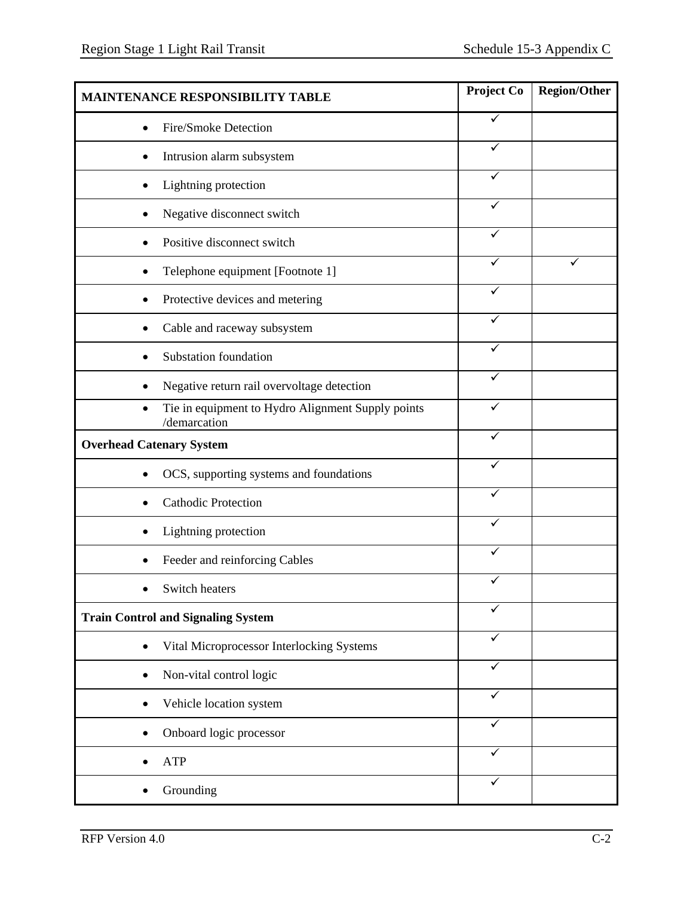| MAINTENANCE RESPONSIBILITY TABLE | Project Co | Region/Other |
|---|---|---|
| • Fire/Smoke Detection | ✓ | |
| • Intrusion alarm subsystem | ✓ | |
| • Lightning protection | ✓ | |
| • Negative disconnect switch | ✓ | |
| • Positive disconnect switch | ✓ | |
| • Telephone equipment [Footnote 1] | ✓ | ✓ |
| • Protective devices and metering | ✓ | |
| • Cable and raceway subsystem | ✓ | |
| • Substation foundation | ✓ | |
| • Negative return rail overvoltage detection | ✓ | |
| • Tie in equipment to Hydro Alignment Supply points /demarcation | ✓ | |
| **Overhead Catenary System** | ✓ | |
| • OCS, supporting systems and foundations | ✓ | |
| • Cathodic Protection | ✓ | |
| • Lightning protection | ✓ | |
| • Feeder and reinforcing Cables | ✓ | |
| • Switch heaters | ✓ | |
| **Train Control and Signaling System** | ✓ | |
| • Vital Microprocessor Interlocking Systems | ✓ | |
| • Non-vital control logic | ✓ | |
| • Vehicle location system | ✓ | |
| • Onboard logic processor | ✓ | |
| • ATP | ✓ | |
| • Grounding | ✓ | |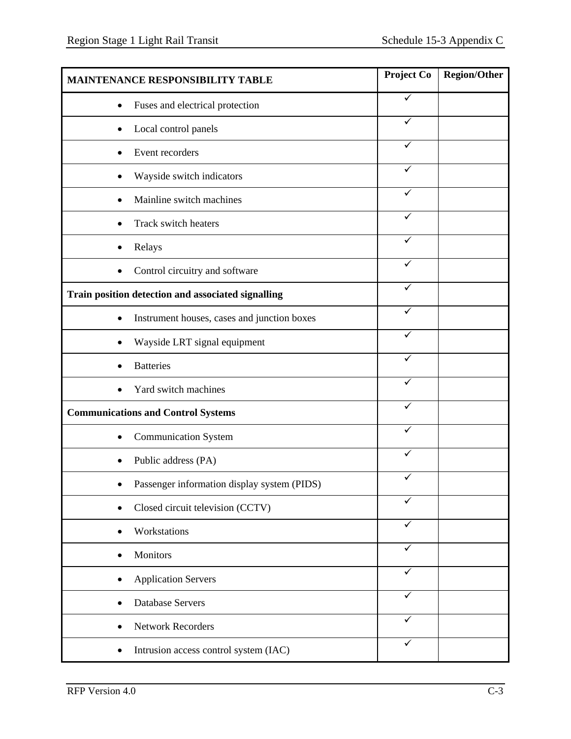| MAINTENANCE RESPONSIBILITY TABLE | Project Co | Region/Other |
|---|---|---|
| • Fuses and electrical protection | ✓ | |
| • Local control panels | ✓ | |
| • Event recorders | ✓ | |
| • Wayside switch indicators | ✓ | |
| • Mainline switch machines | ✓ | |
| • Track switch heaters | ✓ | |
| • Relays | ✓ | |
| • Control circuitry and software | ✓ | |
| **Train position detection and associated signalling** | ✓ | |
| • Instrument houses, cases and junction boxes | ✓ | |
| • Wayside LRT signal equipment | ✓ | |
| • Batteries | ✓ | |
| • Yard switch machines | ✓ | |
| **Communications and Control Systems** | ✓ | |
| • Communication System | ✓ | |
| • Public address (PA) | ✓ | |
| • Passenger information display system (PIDS) | ✓ | |
| • Closed circuit television (CCTV) | ✓ | |
| • Workstations | ✓ | |
| • Monitors | ✓ | |
| • Application Servers | ✓ | |
| • Database Servers | ✓ | |
| • Network Recorders | ✓ | |
| • Intrusion access control system (IAC) | ✓ | |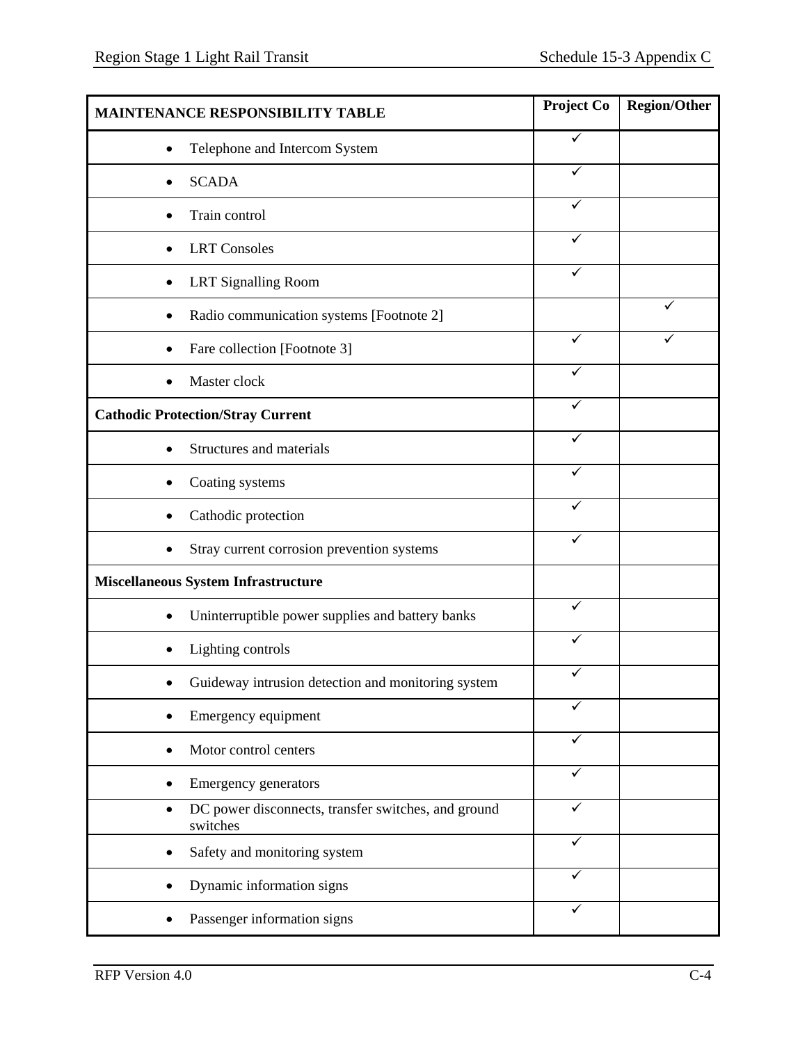| MAINTENANCE RESPONSIBILITY TABLE | Project Co | Region/Other |
|---|---|---|
| • Telephone and Intercom System | ✓ | |
| • SCADA | ✓ | |
| • Train control | ✓ | |
| • LRT Consoles | ✓ | |
| • LRT Signalling Room | ✓ | |
| • Radio communication systems [Footnote 2] | | ✓ |
| • Fare collection [Footnote 3] | ✓ | ✓ |
| • Master clock | ✓ | |
| **Cathodic Protection/Stray Current** | ✓ | |
| • Structures and materials | ✓ | |
| • Coating systems | ✓ | |
| • Cathodic protection | ✓ | |
| • Stray current corrosion prevention systems | ✓ | |
| **Miscellaneous System Infrastructure** | | |
| • Uninterruptible power supplies and battery banks | ✓ | |
| • Lighting controls | ✓ | |
| • Guideway intrusion detection and monitoring system | ✓ | |
| • Emergency equipment | ✓ | |
| • Motor control centers | ✓ | |
| • Emergency generators | ✓ | |
| • DC power disconnects, transfer switches, and ground switches | ✓ | |
| • Safety and monitoring system | ✓ | |
| • Dynamic information signs | ✓ | |
| • Passenger information signs | ✓ | |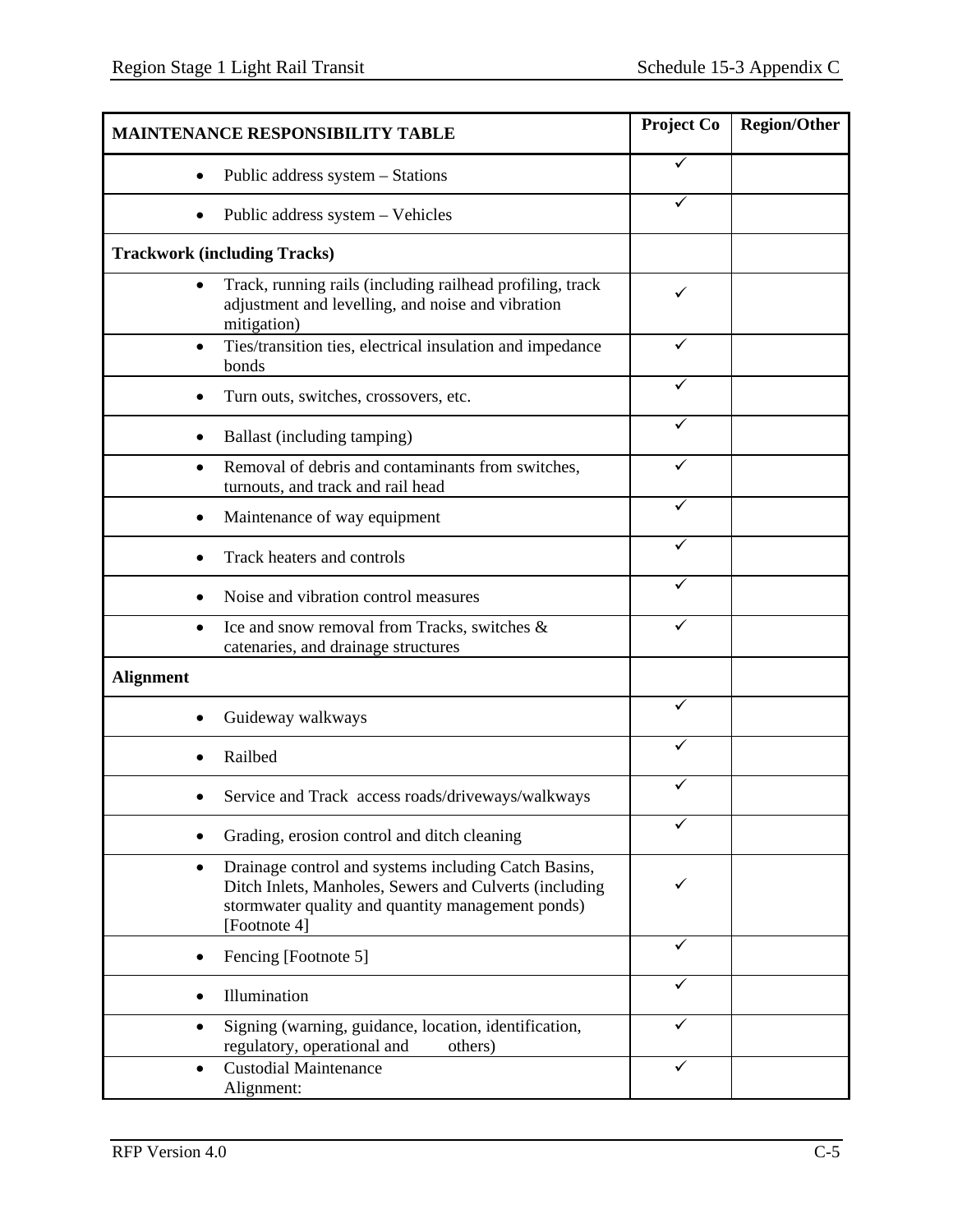| MAINTENANCE RESPONSIBILITY TABLE | Project Co | Region/Other |
|---|---|---|
| • Public address system – Stations | ✓ | |
| • Public address system – Vehicles | ✓ | |
| **Trackwork (including Tracks)** | | |
| • Track, running rails (including railhead profiling, track adjustment and levelling, and noise and vibration mitigation) | ✓ | |
| • Ties/transition ties, electrical insulation and impedance bonds | ✓ | |
| • Turn outs, switches, crossovers, etc. | ✓ | |
| • Ballast (including tamping) | ✓ | |
| • Removal of debris and contaminants from switches, turnouts, and track and rail head | ✓ | |
| • Maintenance of way equipment | ✓ | |
| • Track heaters and controls | ✓ | |
| • Noise and vibration control measures | ✓ | |
| • Ice and snow removal from Tracks, switches & catenaries, and drainage structures | ✓ | |
| **Alignment** | | |
| • Guideway walkways | ✓ | |
| • Railbed | ✓ | |
| • Service and Track access roads/driveways/walkways | ✓ | |
| • Grading, erosion control and ditch cleaning | ✓ | |
| • Drainage control and systems including Catch Basins, Ditch Inlets, Manholes, Sewers and Culverts (including stormwater quality and quantity management ponds) [Footnote 4] | ✓ | |
| • Fencing [Footnote 5] | ✓ | |
| • Illumination | ✓ | |
| • Signing (warning, guidance, location, identification, regulatory, operational and others) | ✓ | |
| • Custodial Maintenance Alignment: | ✓ | |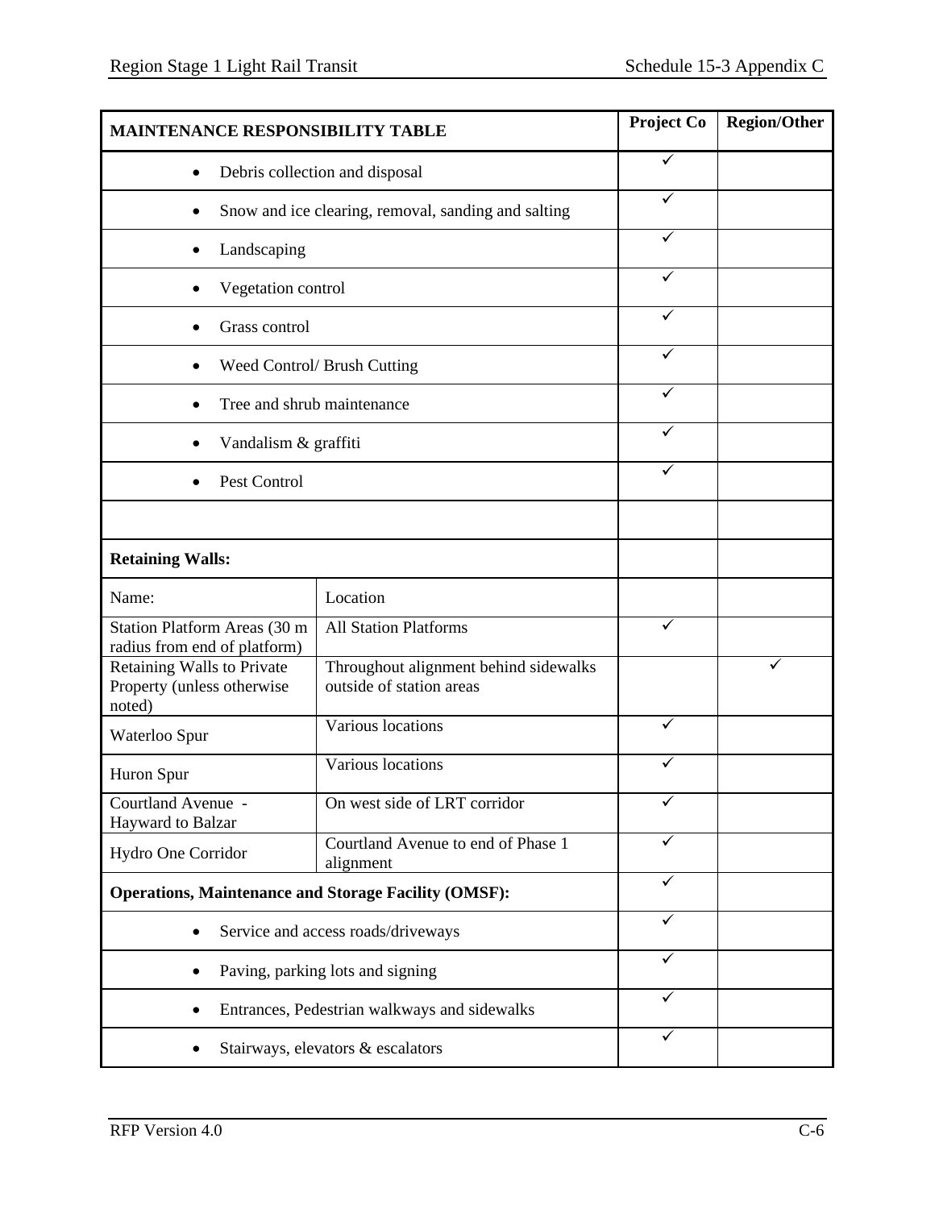| MAINTENANCE RESPONSIBILITY TABLE | | Project Co | Region/Other |
|---|---|---|---|
| • Debris collection and disposal | | ✓ | |
| • Snow and ice clearing, removal, sanding and salting | | ✓ | |
| • Landscaping | | ✓ | |
| • Vegetation control | | ✓ | |
| • Grass control | | ✓ | |
| • Weed Control/ Brush Cutting | | ✓ | |
| • Tree and shrub maintenance | | ✓ | |
| • Vandalism & graffiti | | ✓ | |
| • Pest Control | | ✓ | |
| | | | |
| **Retaining Walls:** | | | |
| Name: | Location | | |
| Station Platform Areas (30 m radius from end of platform) | All Station Platforms | ✓ | |
| Retaining Walls to Private Property (unless otherwise noted) | Throughout alignment behind sidewalks outside of station areas | | ✓ |
| Waterloo Spur | Various locations | ✓ | |
| Huron Spur | Various locations | ✓ | |
| Courtland Avenue - Hayward to Balzar | On west side of LRT corridor | ✓ | |
| Hydro One Corridor | Courtland Avenue to end of Phase 1 alignment | ✓ | |
| **Operations, Maintenance and Storage Facility (OMSF):** | | ✓ | |
| • Service and access roads/driveways | | ✓ | |
| • Paving, parking lots and signing | | ✓ | |
| • Entrances, Pedestrian walkways and sidewalks | | ✓ | |
| • Stairways, elevators & escalators | | ✓ | |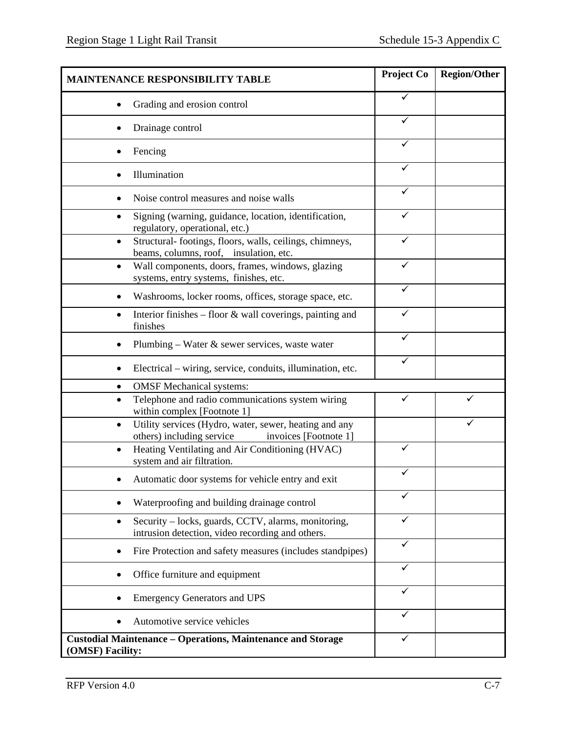| MAINTENANCE RESPONSIBILITY TABLE | Project Co | Region/Other |
|---|---|---|
| • Grading and erosion control | ✓ | |
| • Drainage control | ✓ | |
| • Fencing | ✓ | |
| • Illumination | ✓ | |
| • Noise control measures and noise walls | ✓ | |
| • Signing (warning, guidance, location, identification, regulatory, operational, etc.) | ✓ | |
| • Structural- footings, floors, walls, ceilings, chimneys, beams, columns, roof, insulation, etc. | ✓ | |
| • Wall components, doors, frames, windows, glazing systems, entry systems, finishes, etc. | ✓ | |
| • Washrooms, locker rooms, offices, storage space, etc. | ✓ | |
| • Interior finishes – floor & wall coverings, painting and finishes | ✓ | |
| • Plumbing – Water & sewer services, waste water | ✓ | |
| • Electrical – wiring, service, conduits, illumination, etc. | ✓ | |
| • OMSF Mechanical systems: | | |
| • Telephone and radio communications system wiring within complex [Footnote 1] | ✓ | ✓ |
| • Utility services (Hydro, water, sewer, heating and any others) including service invoices [Footnote 1] | | ✓ |
| • Heating Ventilating and Air Conditioning (HVAC) system and air filtration. | ✓ | |
| • Automatic door systems for vehicle entry and exit | ✓ | |
| • Waterproofing and building drainage control | ✓ | |
| • Security – locks, guards, CCTV, alarms, monitoring, intrusion detection, video recording and others. | ✓ | |
| • Fire Protection and safety measures (includes standpipes) | ✓ | |
| • Office furniture and equipment | ✓ | |
| • Emergency Generators and UPS | ✓ | |
| • Automotive service vehicles | ✓ | |
| **Custodial Maintenance – Operations, Maintenance and Storage (OMSF) Facility:** | ✓ | |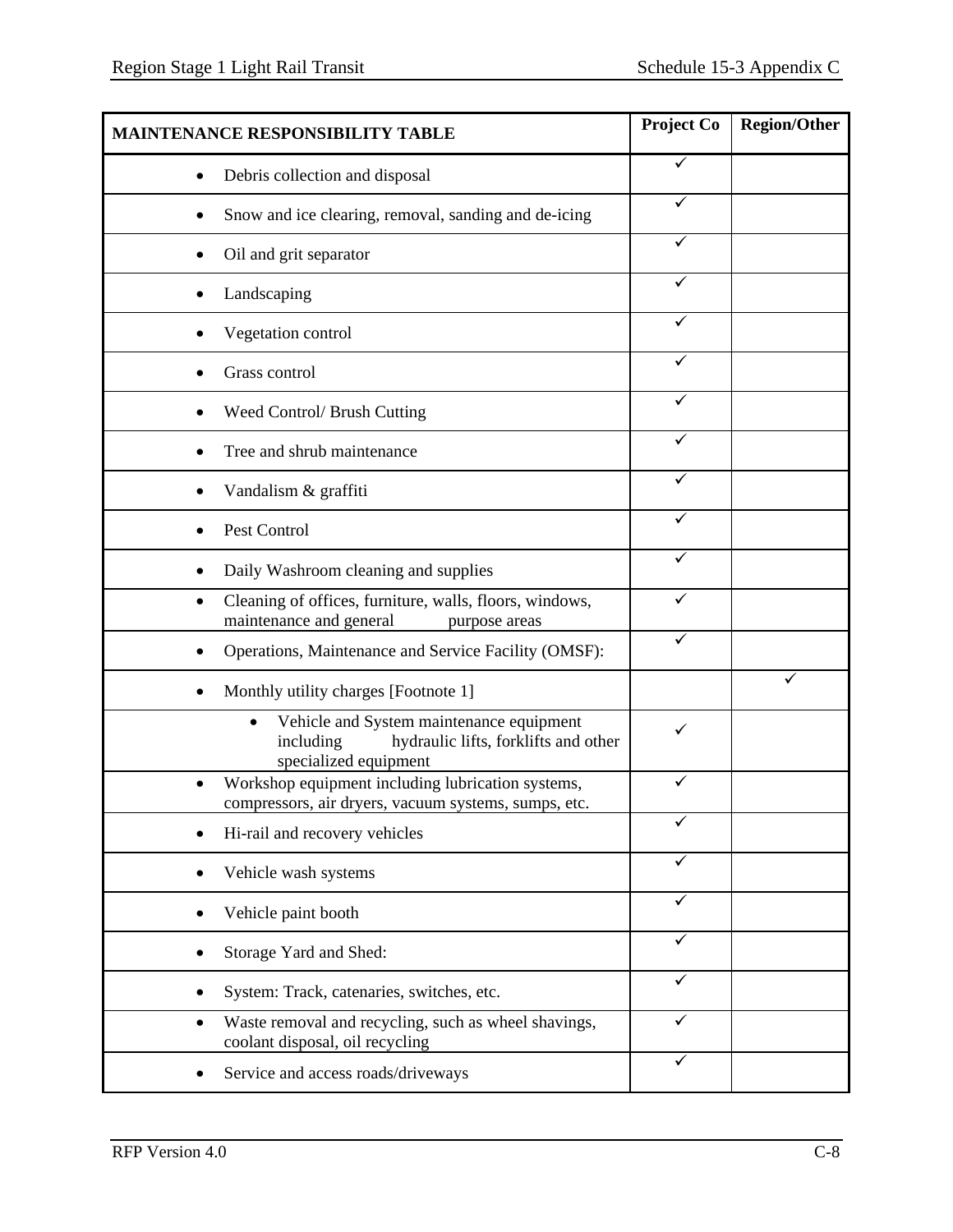| MAINTENANCE RESPONSIBILITY TABLE | Project Co | Region/Other |
|---|---|---|
| • Debris collection and disposal | ✓ | |
| • Snow and ice clearing, removal, sanding and de-icing | ✓ | |
| • Oil and grit separator | ✓ | |
| • Landscaping | ✓ | |
| • Vegetation control | ✓ | |
| • Grass control | ✓ | |
| • Weed Control/ Brush Cutting | ✓ | |
| • Tree and shrub maintenance | ✓ | |
| • Vandalism & graffiti | ✓ | |
| • Pest Control | ✓ | |
| • Daily Washroom cleaning and supplies | ✓ | |
| • Cleaning of offices, furniture, walls, floors, windows, maintenance and general purpose areas | ✓ | |
| • Operations, Maintenance and Service Facility (OMSF): | ✓ | |
| • Monthly utility charges [Footnote 1] | | ✓ |
| &nbsp;&nbsp;&nbsp;&nbsp;• Vehicle and System maintenance equipment including hydraulic lifts, forklifts and other specialized equipment | ✓ | |
| • Workshop equipment including lubrication systems, compressors, air dryers, vacuum systems, sumps, etc. | ✓ | |
| • Hi-rail and recovery vehicles | ✓ | |
| • Vehicle wash systems | ✓ | |
| • Vehicle paint booth | ✓ | |
| • Storage Yard and Shed: | ✓ | |
| • System: Track, catenaries, switches, etc. | ✓ | |
| • Waste removal and recycling, such as wheel shavings, coolant disposal, oil recycling | ✓ | |
| • Service and access roads/driveways | ✓ | |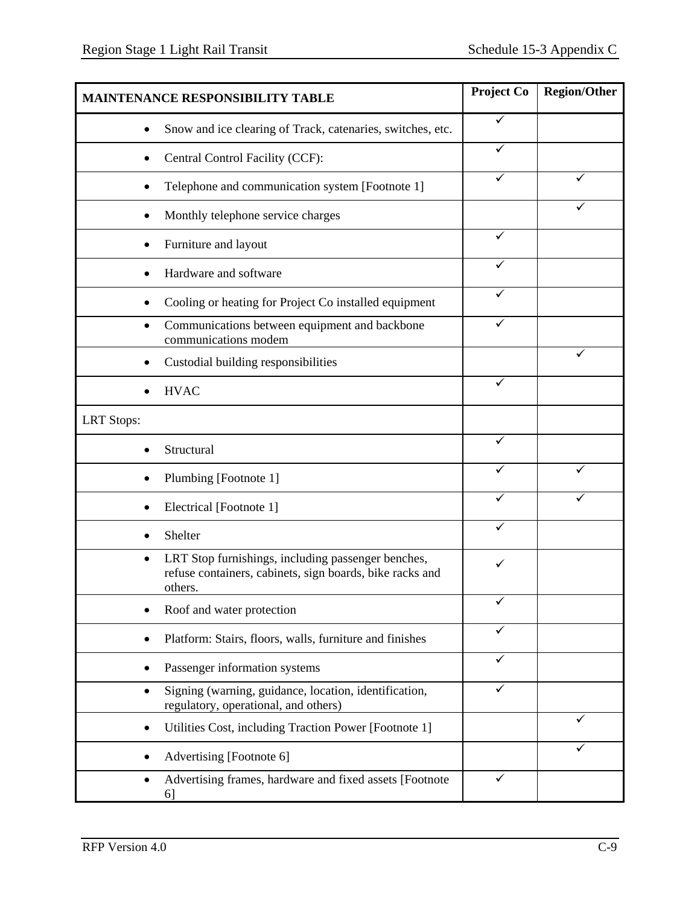| MAINTENANCE RESPONSIBILITY TABLE | Project Co | Region/Other |
|---|---|---|
| • Snow and ice clearing of Track, catenaries, switches, etc. | ✓ | |
| • Central Control Facility (CCF): | ✓ | |
| • Telephone and communication system [Footnote 1] | ✓ | ✓ |
| • Monthly telephone service charges | | ✓ |
| • Furniture and layout | ✓ | |
| • Hardware and software | ✓ | |
| • Cooling or heating for Project Co installed equipment | ✓ | |
| • Communications between equipment and backbone communications modem | ✓ | |
| • Custodial building responsibilities | | ✓ |
| • HVAC | ✓ | |
| LRT Stops: | | |
| • Structural | ✓ | |
| • Plumbing [Footnote 1] | ✓ | ✓ |
| • Electrical [Footnote 1] | ✓ | ✓ |
| • Shelter | ✓ | |
| • LRT Stop furnishings, including passenger benches, refuse containers, cabinets, sign boards, bike racks and others. | ✓ | |
| • Roof and water protection | ✓ | |
| • Platform: Stairs, floors, walls, furniture and finishes | ✓ | |
| • Passenger information systems | ✓ | |
| • Signing (warning, guidance, location, identification, regulatory, operational, and others) | ✓ | |
| • Utilities Cost, including Traction Power [Footnote 1] | | ✓ |
| • Advertising [Footnote 6] | | ✓ |
| • Advertising frames, hardware and fixed assets [Footnote 6] | ✓ | |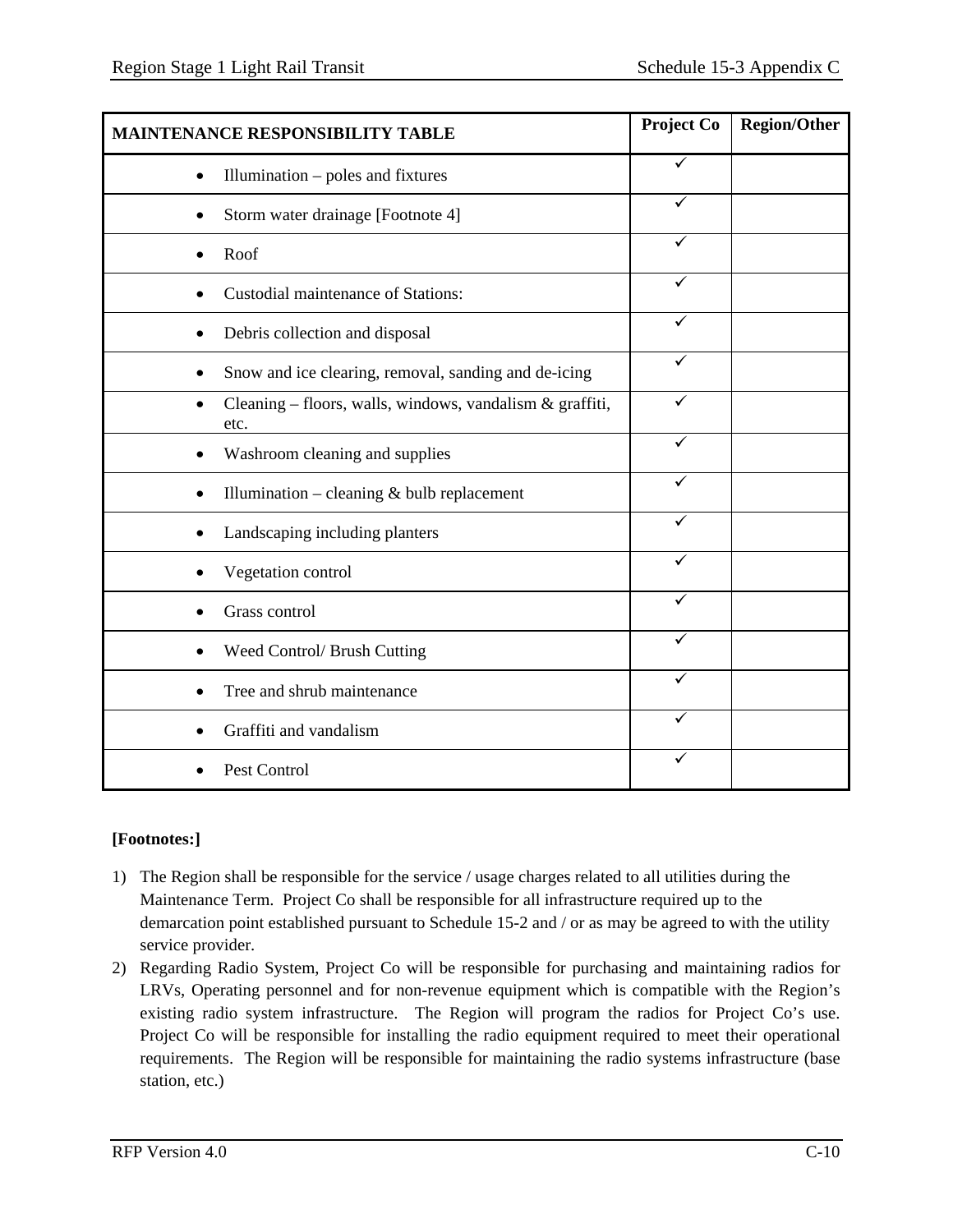| MAINTENANCE RESPONSIBILITY TABLE | Project Co | Region/Other |
|---|---|---|
| • Illumination – poles and fixtures | ✓ | |
| • Storm water drainage [Footnote 4] | ✓ | |
| • Roof | ✓ | |
| • Custodial maintenance of Stations: | ✓ | |
| • Debris collection and disposal | ✓ | |
| • Snow and ice clearing, removal, sanding and de-icing | ✓ | |
| • Cleaning – floors, walls, windows, vandalism & graffiti, etc. | ✓ | |
| • Washroom cleaning and supplies | ✓ | |
| • Illumination – cleaning & bulb replacement | ✓ | |
| • Landscaping including planters | ✓ | |
| • Vegetation control | ✓ | |
| • Grass control | ✓ | |
| • Weed Control/ Brush Cutting | ✓ | |
| • Tree and shrub maintenance | ✓ | |
| • Graffiti and vandalism | ✓ | |
| • Pest Control | ✓ | |

**[Footnotes:]**

1) The Region shall be responsible for the service / usage charges related to all utilities during the Maintenance Term. Project Co shall be responsible for all infrastructure required up to the demarcation point established pursuant to Schedule 15-2 and / or as may be agreed to with the utility service provider.
2) Regarding Radio System, Project Co will be responsible for purchasing and maintaining radios for LRVs, Operating personnel and for non-revenue equipment which is compatible with the Region's existing radio system infrastructure. The Region will program the radios for Project Co's use. Project Co will be responsible for installing the radio equipment required to meet their operational requirements. The Region will be responsible for maintaining the radio systems infrastructure (base station, etc.)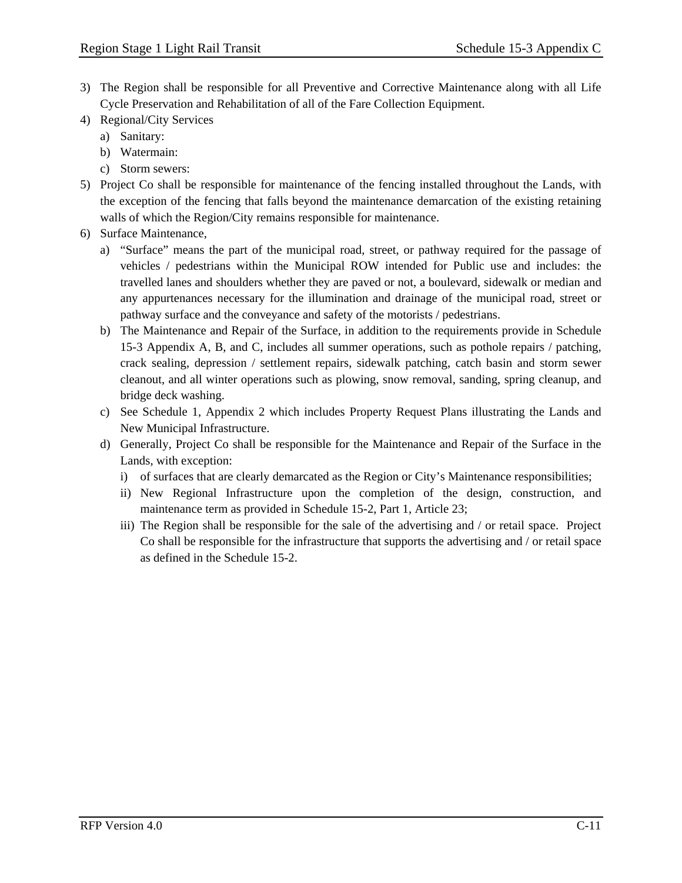3) The Region shall be responsible for all Preventive and Corrective Maintenance along with all Life Cycle Preservation and Rehabilitation of all of the Fare Collection Equipment.
4) Regional/City Services
   a) Sanitary:
   b) Watermain:
   c) Storm sewers:
5) Project Co shall be responsible for maintenance of the fencing installed throughout the Lands, with the exception of the fencing that falls beyond the maintenance demarcation of the existing retaining walls of which the Region/City remains responsible for maintenance.
6) Surface Maintenance,
   a) "Surface" means the part of the municipal road, street, or pathway required for the passage of vehicles / pedestrians within the Municipal ROW intended for Public use and includes: the travelled lanes and shoulders whether they are paved or not, a boulevard, sidewalk or median and any appurtenances necessary for the illumination and drainage of the municipal road, street or pathway surface and the conveyance and safety of the motorists / pedestrians.
   b) The Maintenance and Repair of the Surface, in addition to the requirements provide in Schedule 15-3 Appendix A, B, and C, includes all summer operations, such as pothole repairs / patching, crack sealing, depression / settlement repairs, sidewalk patching, catch basin and storm sewer cleanout, and all winter operations such as plowing, snow removal, sanding, spring cleanup, and bridge deck washing.
   c) See Schedule 1, Appendix 2 which includes Property Request Plans illustrating the Lands and New Municipal Infrastructure.
   d) Generally, Project Co shall be responsible for the Maintenance and Repair of the Surface in the Lands, with exception:
      i) of surfaces that are clearly demarcated as the Region or City's Maintenance responsibilities;
      ii) New Regional Infrastructure upon the completion of the design, construction, and maintenance term as provided in Schedule 15-2, Part 1, Article 23;
      iii) The Region shall be responsible for the sale of the advertising and / or retail space. Project Co shall be responsible for the infrastructure that supports the advertising and / or retail space as defined in the Schedule 15-2.